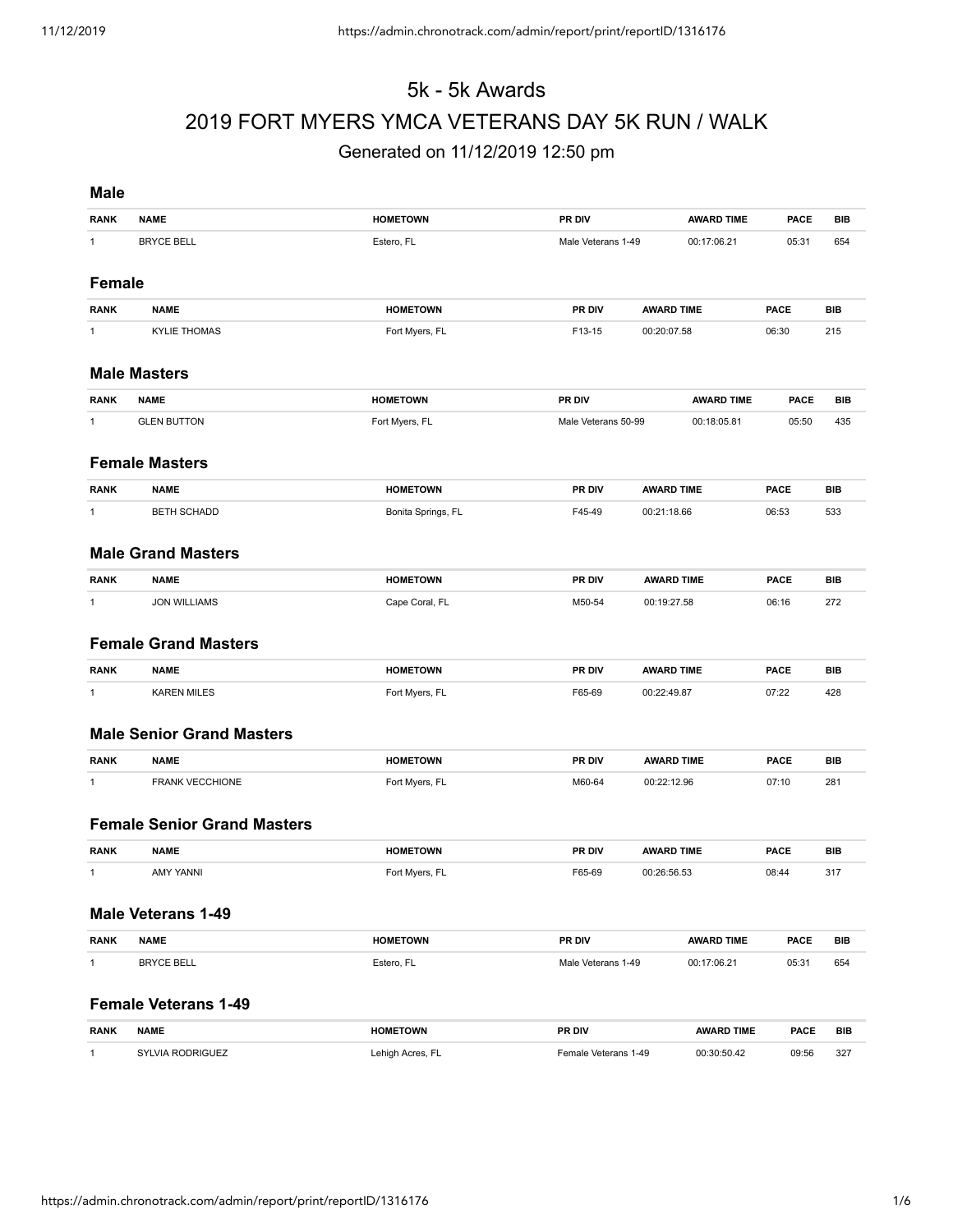# 5k - 5k Awards

# 2019 FORT MYERS YMCA VETERANS DAY 5K RUN / WALK

Generated on 11/12/2019 12:50 pm

### Male

| RANK | NAME | HOMETOWN | PR DIV | AWARD TIME | PACE | BIB |
|---|---|---|---|---|---|---|
| 1 | BRYCE BELL | Estero, FL | Male Veterans 1-49 | 00:17:06.21 | 05:31 | 654 |

### Female

| RANK | NAME | HOMETOWN | PR DIV | AWARD TIME | PACE | BIB |
|---|---|---|---|---|---|---|
| 1 | KYLIE THOMAS | Fort Myers, FL | F13-15 | 00:20:07.58 | 06:30 | 215 |

### Male Masters

| RANK | NAME | HOMETOWN | PR DIV | AWARD TIME | PACE | BIB |
|---|---|---|---|---|---|---|
| 1 | GLEN BUTTON | Fort Myers, FL | Male Veterans 50-99 | 00:18:05.81 | 05:50 | 435 |

### Female Masters

| RANK | NAME | HOMETOWN | PR DIV | AWARD TIME | PACE | BIB |
|---|---|---|---|---|---|---|
| 1 | BETH SCHADD | Bonita Springs, FL | F45-49 | 00:21:18.66 | 06:53 | 533 |

### Male Grand Masters

| RANK | NAME | HOMETOWN | PR DIV | AWARD TIME | PACE | BIB |
|---|---|---|---|---|---|---|
| 1 | JON WILLIAMS | Cape Coral, FL | M50-54 | 00:19:27.58 | 06:16 | 272 |

### Female Grand Masters

| RANK | NAME | HOMETOWN | PR DIV | AWARD TIME | PACE | BIB |
|---|---|---|---|---|---|---|
| 1 | KAREN MILES | Fort Myers, FL | F65-69 | 00:22:49.87 | 07:22 | 428 |

### Male Senior Grand Masters

| RANK | NAME | HOMETOWN | PR DIV | AWARD TIME | PACE | BIB |
|---|---|---|---|---|---|---|
| 1 | FRANK VECCHIONE | Fort Myers, FL | M60-64 | 00:22:12.96 | 07:10 | 281 |

### Female Senior Grand Masters

| RANK | NAME | HOMETOWN | PR DIV | AWARD TIME | PACE | BIB |
|---|---|---|---|---|---|---|
| 1 | AMY YANNI | Fort Myers, FL | F65-69 | 00:26:56.53 | 08:44 | 317 |

### Male Veterans 1-49

| RANK | NAME | HOMETOWN | PR DIV | AWARD TIME | PACE | BIB |
|---|---|---|---|---|---|---|
| 1 | BRYCE BELL | Estero, FL | Male Veterans 1-49 | 00:17:06.21 | 05:31 | 654 |

### Female Veterans 1-49

| RANK | NAME | HOMETOWN | PR DIV | AWARD TIME | PACE | BIB |
|---|---|---|---|---|---|---|
| 1 | SYLVIA RODRIGUEZ | Lehigh Acres, FL | Female Veterans 1-49 | 00:30:50.42 | 09:56 | 327 |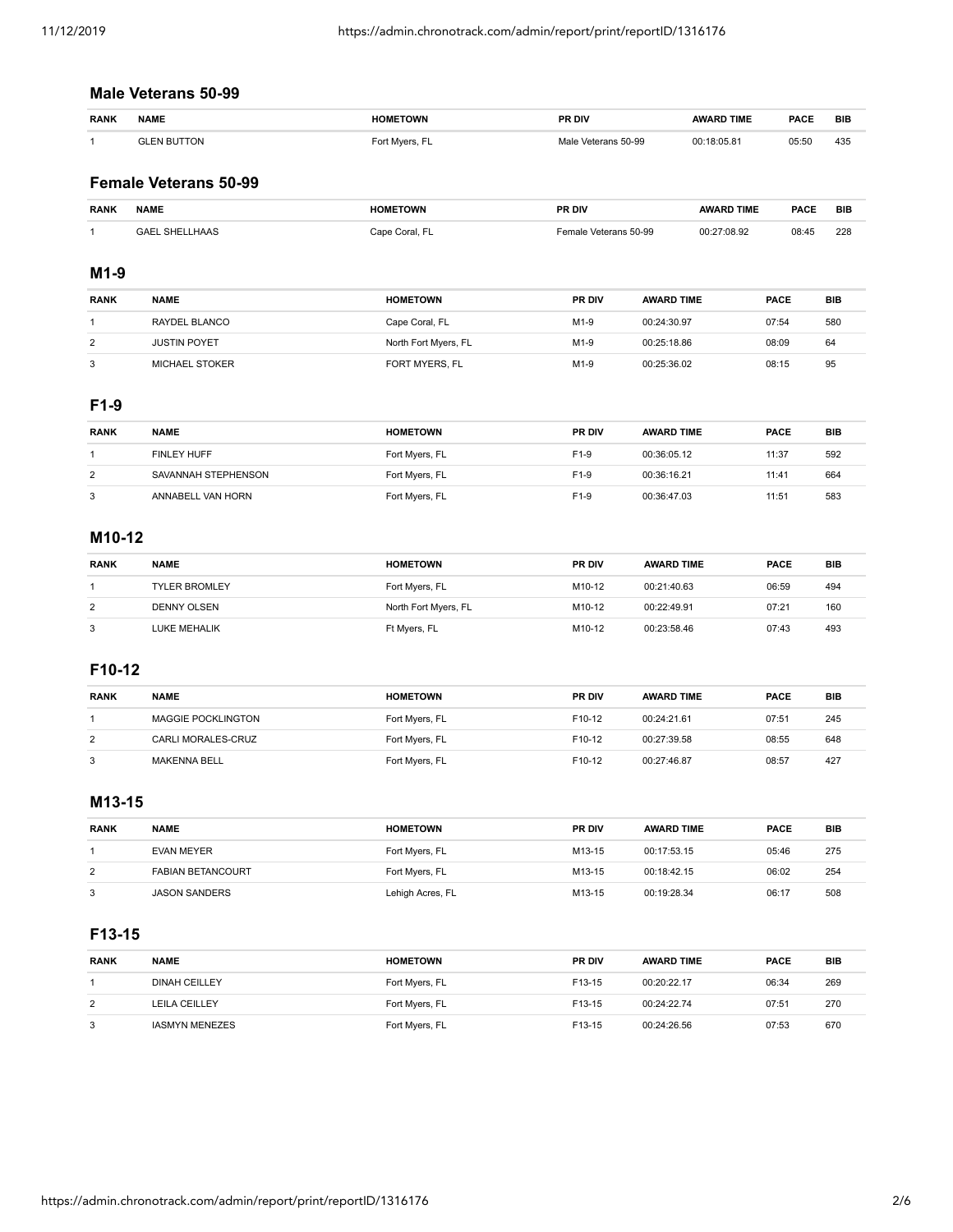## Male Veterans 50-99

| RANK | NAME | HOMETOWN | PR DIV | AWARD TIME | PACE | BIB |
|---|---|---|---|---|---|---|
| 1 | GLEN BUTTON | Fort Myers, FL | Male Veterans 50-99 | 00:18:05.81 | 05:50 | 435 |

## Female Veterans 50-99

| RANK | NAME | HOMETOWN | PR DIV | AWARD TIME | PACE | BIB |
|---|---|---|---|---|---|---|
| 1 | GAEL SHELLHAAS | Cape Coral, FL | Female Veterans 50-99 | 00:27:08.92 | 08:45 | 228 |

## M1-9

| RANK | NAME | HOMETOWN | PR DIV | AWARD TIME | PACE | BIB |
|---|---|---|---|---|---|---|
| 1 | RAYDEL BLANCO | Cape Coral, FL | M1-9 | 00:24:30.97 | 07:54 | 580 |
| 2 | JUSTIN POYET | North Fort Myers, FL | M1-9 | 00:25:18.86 | 08:09 | 64 |
| 3 | MICHAEL STOKER | FORT MYERS, FL | M1-9 | 00:25:36.02 | 08:15 | 95 |

## F1-9

| RANK | NAME | HOMETOWN | PR DIV | AWARD TIME | PACE | BIB |
|---|---|---|---|---|---|---|
| 1 | FINLEY HUFF | Fort Myers, FL | F1-9 | 00:36:05.12 | 11:37 | 592 |
| 2 | SAVANNAH STEPHENSON | Fort Myers, FL | F1-9 | 00:36:16.21 | 11:41 | 664 |
| 3 | ANNABELL VAN HORN | Fort Myers, FL | F1-9 | 00:36:47.03 | 11:51 | 583 |

## M10-12

| RANK | NAME | HOMETOWN | PR DIV | AWARD TIME | PACE | BIB |
|---|---|---|---|---|---|---|
| 1 | TYLER BROMLEY | Fort Myers, FL | M10-12 | 00:21:40.63 | 06:59 | 494 |
| 2 | DENNY OLSEN | North Fort Myers, FL | M10-12 | 00:22:49.91 | 07:21 | 160 |
| 3 | LUKE MEHALIK | Ft Myers, FL | M10-12 | 00:23:58.46 | 07:43 | 493 |

## F10-12

| RANK | NAME | HOMETOWN | PR DIV | AWARD TIME | PACE | BIB |
|---|---|---|---|---|---|---|
| 1 | MAGGIE POCKLINGTON | Fort Myers, FL | F10-12 | 00:24:21.61 | 07:51 | 245 |
| 2 | CARLI MORALES-CRUZ | Fort Myers, FL | F10-12 | 00:27:39.58 | 08:55 | 648 |
| 3 | MAKENNA BELL | Fort Myers, FL | F10-12 | 00:27:46.87 | 08:57 | 427 |

## M13-15

| RANK | NAME | HOMETOWN | PR DIV | AWARD TIME | PACE | BIB |
|---|---|---|---|---|---|---|
| 1 | EVAN MEYER | Fort Myers, FL | M13-15 | 00:17:53.15 | 05:46 | 275 |
| 2 | FABIAN BETANCOURT | Fort Myers, FL | M13-15 | 00:18:42.15 | 06:02 | 254 |
| 3 | JASON SANDERS | Lehigh Acres, FL | M13-15 | 00:19:28.34 | 06:17 | 508 |

## F13-15

| RANK | NAME | HOMETOWN | PR DIV | AWARD TIME | PACE | BIB |
|---|---|---|---|---|---|---|
| 1 | DINAH CEILLEY | Fort Myers, FL | F13-15 | 00:20:22.17 | 06:34 | 269 |
| 2 | LEILA CEILLEY | Fort Myers, FL | F13-15 | 00:24:22.74 | 07:51 | 270 |
| 3 | IASMYN MENEZES | Fort Myers, FL | F13-15 | 00:24:26.56 | 07:53 | 670 |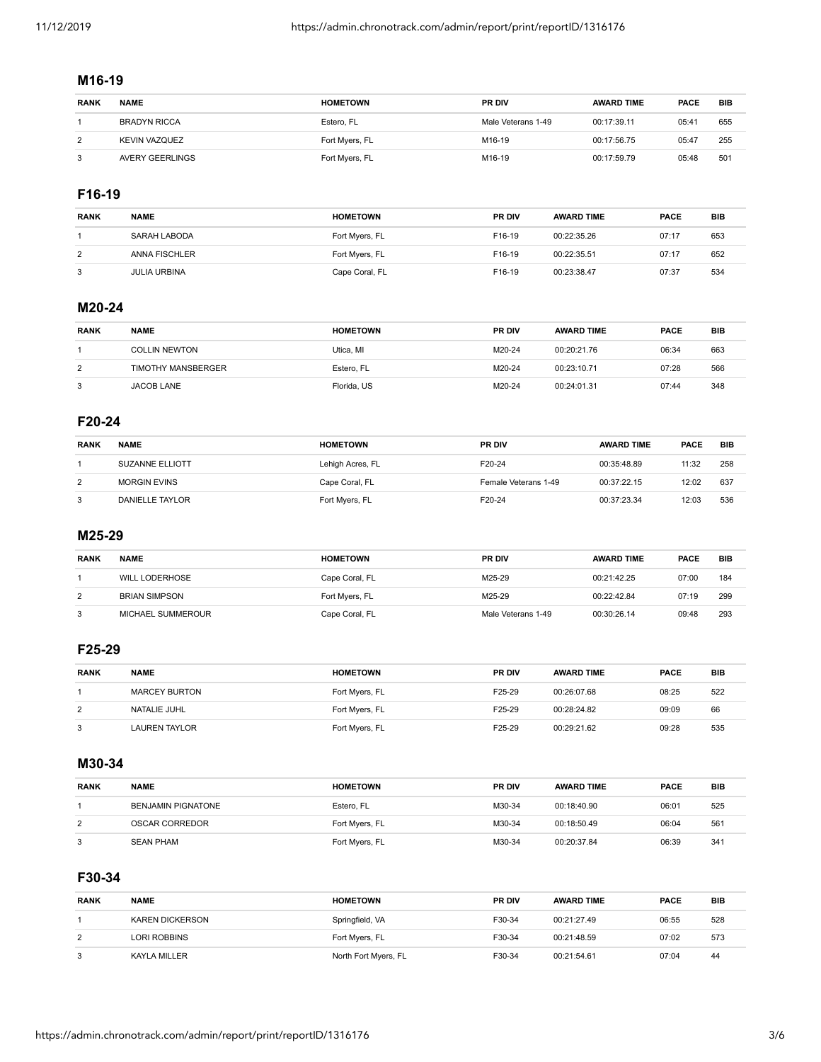## M16-19

| RANK | NAME | HOMETOWN | PR DIV | AWARD TIME | PACE | BIB |
|---|---|---|---|---|---|---|
| 1 | BRADYN RICCA | Estero, FL | Male Veterans 1-49 | 00:17:39.11 | 05:41 | 655 |
| 2 | KEVIN VAZQUEZ | Fort Myers, FL | M16-19 | 00:17:56.75 | 05:47 | 255 |
| 3 | AVERY GEERLINGS | Fort Myers, FL | M16-19 | 00:17:59.79 | 05:48 | 501 |

## F16-19

| RANK | NAME | HOMETOWN | PR DIV | AWARD TIME | PACE | BIB |
|---|---|---|---|---|---|---|
| 1 | SARAH LABODA | Fort Myers, FL | F16-19 | 00:22:35.26 | 07:17 | 653 |
| 2 | ANNA FISCHLER | Fort Myers, FL | F16-19 | 00:22:35.51 | 07:17 | 652 |
| 3 | JULIA URBINA | Cape Coral, FL | F16-19 | 00:23:38.47 | 07:37 | 534 |

## M20-24

| RANK | NAME | HOMETOWN | PR DIV | AWARD TIME | PACE | BIB |
|---|---|---|---|---|---|---|
| 1 | COLLIN NEWTON | Utica, MI | M20-24 | 00:20:21.76 | 06:34 | 663 |
| 2 | TIMOTHY MANSBERGER | Estero, FL | M20-24 | 00:23:10.71 | 07:28 | 566 |
| 3 | JACOB LANE | Florida, US | M20-24 | 00:24:01.31 | 07:44 | 348 |

## F20-24

| RANK | NAME | HOMETOWN | PR DIV | AWARD TIME | PACE | BIB |
|---|---|---|---|---|---|---|
| 1 | SUZANNE ELLIOTT | Lehigh Acres, FL | F20-24 | 00:35:48.89 | 11:32 | 258 |
| 2 | MORGIN EVINS | Cape Coral, FL | Female Veterans 1-49 | 00:37:22.15 | 12:02 | 637 |
| 3 | DANIELLE TAYLOR | Fort Myers, FL | F20-24 | 00:37:23.34 | 12:03 | 536 |

## M25-29

| RANK | NAME | HOMETOWN | PR DIV | AWARD TIME | PACE | BIB |
|---|---|---|---|---|---|---|
| 1 | WILL LODERHOSE | Cape Coral, FL | M25-29 | 00:21:42.25 | 07:00 | 184 |
| 2 | BRIAN SIMPSON | Fort Myers, FL | M25-29 | 00:22:42.84 | 07:19 | 299 |
| 3 | MICHAEL SUMMEROUR | Cape Coral, FL | Male Veterans 1-49 | 00:30:26.14 | 09:48 | 293 |

## F25-29

| RANK | NAME | HOMETOWN | PR DIV | AWARD TIME | PACE | BIB |
|---|---|---|---|---|---|---|
| 1 | MARCEY BURTON | Fort Myers, FL | F25-29 | 00:26:07.68 | 08:25 | 522 |
| 2 | NATALIE JUHL | Fort Myers, FL | F25-29 | 00:28:24.82 | 09:09 | 66 |
| 3 | LAUREN TAYLOR | Fort Myers, FL | F25-29 | 00:29:21.62 | 09:28 | 535 |

## M30-34

| RANK | NAME | HOMETOWN | PR DIV | AWARD TIME | PACE | BIB |
|---|---|---|---|---|---|---|
| 1 | BENJAMIN PIGNATONE | Estero, FL | M30-34 | 00:18:40.90 | 06:01 | 525 |
| 2 | OSCAR CORREDOR | Fort Myers, FL | M30-34 | 00:18:50.49 | 06:04 | 561 |
| 3 | SEAN PHAM | Fort Myers, FL | M30-34 | 00:20:37.84 | 06:39 | 341 |

## F30-34

| RANK | NAME | HOMETOWN | PR DIV | AWARD TIME | PACE | BIB |
|---|---|---|---|---|---|---|
| 1 | KAREN DICKERSON | Springfield, VA | F30-34 | 00:21:27.49 | 06:55 | 528 |
| 2 | LORI ROBBINS | Fort Myers, FL | F30-34 | 00:21:48.59 | 07:02 | 573 |
| 3 | KAYLA MILLER | North Fort Myers, FL | F30-34 | 00:21:54.61 | 07:04 | 44 |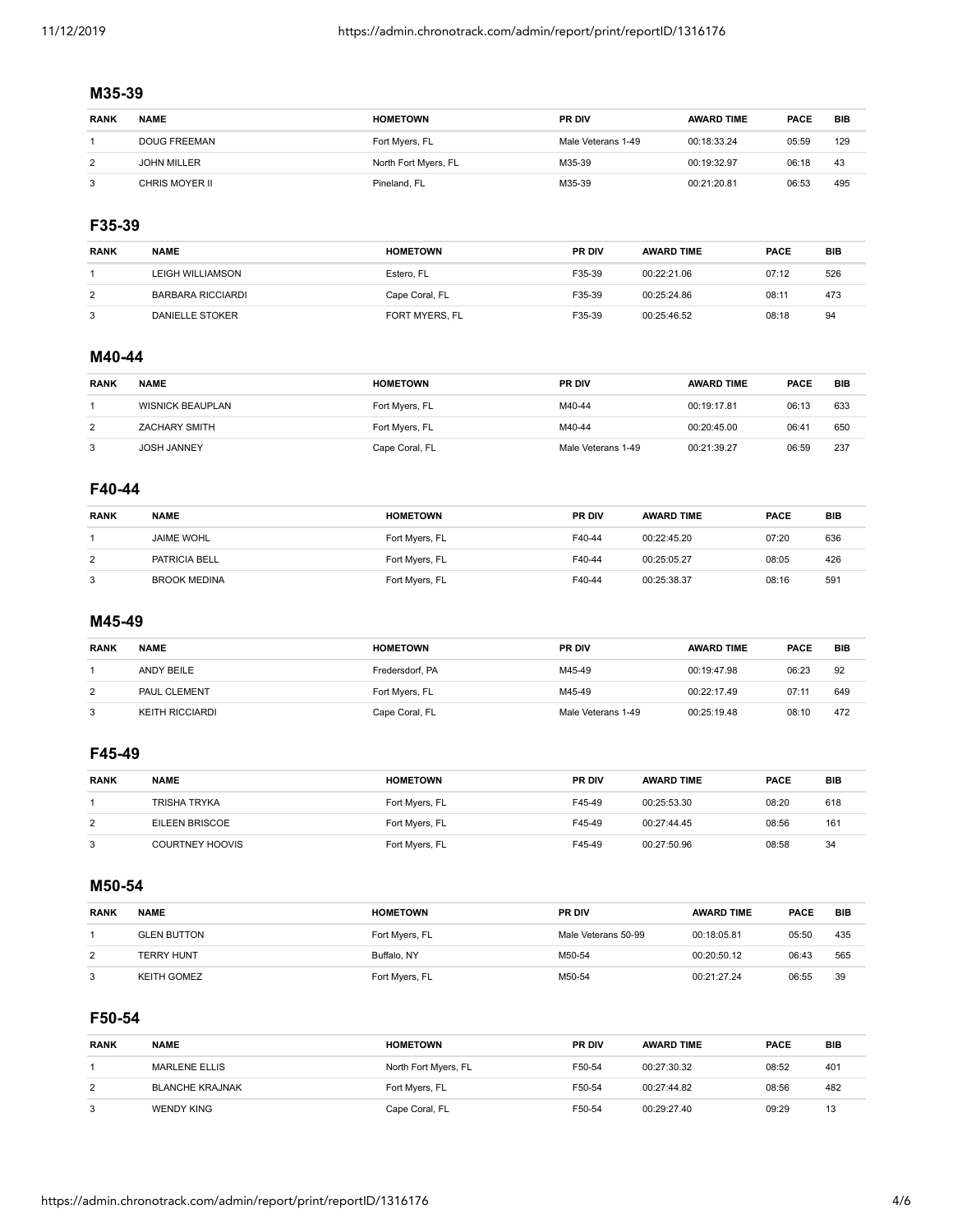## M35-39

| RANK | NAME | HOMETOWN | PR DIV | AWARD TIME | PACE | BIB |
|---|---|---|---|---|---|---|
| 1 | DOUG FREEMAN | Fort Myers, FL | Male Veterans 1-49 | 00:18:33.24 | 05:59 | 129 |
| 2 | JOHN MILLER | North Fort Myers, FL | M35-39 | 00:19:32.97 | 06:18 | 43 |
| 3 | CHRIS MOYER II | Pineland, FL | M35-39 | 00:21:20.81 | 06:53 | 495 |

## F35-39

| RANK | NAME | HOMETOWN | PR DIV | AWARD TIME | PACE | BIB |
|---|---|---|---|---|---|---|
| 1 | LEIGH WILLIAMSON | Estero, FL | F35-39 | 00:22:21.06 | 07:12 | 526 |
| 2 | BARBARA RICCIARDI | Cape Coral, FL | F35-39 | 00:25:24.86 | 08:11 | 473 |
| 3 | DANIELLE STOKER | FORT MYERS, FL | F35-39 | 00:25:46.52 | 08:18 | 94 |

## M40-44

| RANK | NAME | HOMETOWN | PR DIV | AWARD TIME | PACE | BIB |
|---|---|---|---|---|---|---|
| 1 | WISNICK BEAUPLAN | Fort Myers, FL | M40-44 | 00:19:17.81 | 06:13 | 633 |
| 2 | ZACHARY SMITH | Fort Myers, FL | M40-44 | 00:20:45.00 | 06:41 | 650 |
| 3 | JOSH JANNEY | Cape Coral, FL | Male Veterans 1-49 | 00:21:39.27 | 06:59 | 237 |

## F40-44

| RANK | NAME | HOMETOWN | PR DIV | AWARD TIME | PACE | BIB |
|---|---|---|---|---|---|---|
| 1 | JAIME WOHL | Fort Myers, FL | F40-44 | 00:22:45.20 | 07:20 | 636 |
| 2 | PATRICIA BELL | Fort Myers, FL | F40-44 | 00:25:05.27 | 08:05 | 426 |
| 3 | BROOK MEDINA | Fort Myers, FL | F40-44 | 00:25:38.37 | 08:16 | 591 |

## M45-49

| RANK | NAME | HOMETOWN | PR DIV | AWARD TIME | PACE | BIB |
|---|---|---|---|---|---|---|
| 1 | ANDY BEILE | Fredersdorf, PA | M45-49 | 00:19:47.98 | 06:23 | 92 |
| 2 | PAUL CLEMENT | Fort Myers, FL | M45-49 | 00:22:17.49 | 07:11 | 649 |
| 3 | KEITH RICCIARDI | Cape Coral, FL | Male Veterans 1-49 | 00:25:19.48 | 08:10 | 472 |

## F45-49

| RANK | NAME | HOMETOWN | PR DIV | AWARD TIME | PACE | BIB |
|---|---|---|---|---|---|---|
| 1 | TRISHA TRYKA | Fort Myers, FL | F45-49 | 00:25:53.30 | 08:20 | 618 |
| 2 | EILEEN BRISCOE | Fort Myers, FL | F45-49 | 00:27:44.45 | 08:56 | 161 |
| 3 | COURTNEY HOOVIS | Fort Myers, FL | F45-49 | 00:27:50.96 | 08:58 | 34 |

## M50-54

| RANK | NAME | HOMETOWN | PR DIV | AWARD TIME | PACE | BIB |
|---|---|---|---|---|---|---|
| 1 | GLEN BUTTON | Fort Myers, FL | Male Veterans 50-99 | 00:18:05.81 | 05:50 | 435 |
| 2 | TERRY HUNT | Buffalo, NY | M50-54 | 00:20:50.12 | 06:43 | 565 |
| 3 | KEITH GOMEZ | Fort Myers, FL | M50-54 | 00:21:27.24 | 06:55 | 39 |

## F50-54

| RANK | NAME | HOMETOWN | PR DIV | AWARD TIME | PACE | BIB |
|---|---|---|---|---|---|---|
| 1 | MARLENE ELLIS | North Fort Myers, FL | F50-54 | 00:27:30.32 | 08:52 | 401 |
| 2 | BLANCHE KRAJNAK | Fort Myers, FL | F50-54 | 00:27:44.82 | 08:56 | 482 |
| 3 | WENDY KING | Cape Coral, FL | F50-54 | 00:29:27.40 | 09:29 | 13 |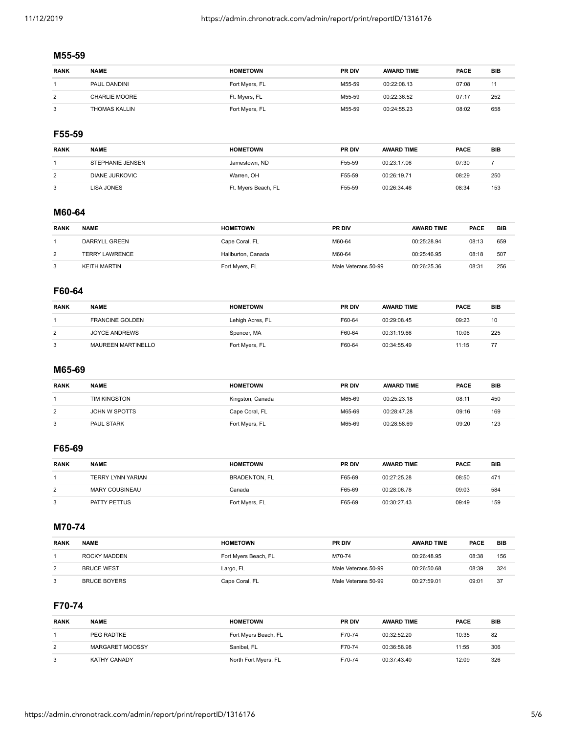### M55-59

| RANK | NAME | HOMETOWN | PR DIV | AWARD TIME | PACE | BIB |
|---|---|---|---|---|---|---|
| 1 | PAUL DANDINI | Fort Myers, FL | M55-59 | 00:22:08.13 | 07:08 | 11 |
| 2 | CHARLIE MOORE | Ft. Myers, FL | M55-59 | 00:22:36.52 | 07:17 | 252 |
| 3 | THOMAS KALLIN | Fort Myers, FL | M55-59 | 00:24:55.23 | 08:02 | 658 |

### F55-59

| RANK | NAME | HOMETOWN | PR DIV | AWARD TIME | PACE | BIB |
|---|---|---|---|---|---|---|
| 1 | STEPHANIE JENSEN | Jamestown, ND | F55-59 | 00:23:17.06 | 07:30 | 7 |
| 2 | DIANE JURKOVIC | Warren, OH | F55-59 | 00:26:19.71 | 08:29 | 250 |
| 3 | LISA JONES | Ft. Myers Beach, FL | F55-59 | 00:26:34.46 | 08:34 | 153 |

### M60-64

| RANK | NAME | HOMETOWN | PR DIV | AWARD TIME | PACE | BIB |
|---|---|---|---|---|---|---|
| 1 | DARRYLL GREEN | Cape Coral, FL | M60-64 | 00:25:28.94 | 08:13 | 659 |
| 2 | TERRY LAWRENCE | Haliburton, Canada | M60-64 | 00:25:46.95 | 08:18 | 507 |
| 3 | KEITH MARTIN | Fort Myers, FL | Male Veterans 50-99 | 00:26:25.36 | 08:31 | 256 |

### F60-64

| RANK | NAME | HOMETOWN | PR DIV | AWARD TIME | PACE | BIB |
|---|---|---|---|---|---|---|
| 1 | FRANCINE GOLDEN | Lehigh Acres, FL | F60-64 | 00:29:08.45 | 09:23 | 10 |
| 2 | JOYCE ANDREWS | Spencer, MA | F60-64 | 00:31:19.66 | 10:06 | 225 |
| 3 | MAUREEN MARTINELLO | Fort Myers, FL | F60-64 | 00:34:55.49 | 11:15 | 77 |

### M65-69

| RANK | NAME | HOMETOWN | PR DIV | AWARD TIME | PACE | BIB |
|---|---|---|---|---|---|---|
| 1 | TIM KINGSTON | Kingston, Canada | M65-69 | 00:25:23.18 | 08:11 | 450 |
| 2 | JOHN W SPOTTS | Cape Coral, FL | M65-69 | 00:28:47.28 | 09:16 | 169 |
| 3 | PAUL STARK | Fort Myers, FL | M65-69 | 00:28:58.69 | 09:20 | 123 |

### F65-69

| RANK | NAME | HOMETOWN | PR DIV | AWARD TIME | PACE | BIB |
|---|---|---|---|---|---|---|
| 1 | TERRY LYNN YARIAN | BRADENTON, FL | F65-69 | 00:27:25.28 | 08:50 | 471 |
| 2 | MARY COUSINEAU | Canada | F65-69 | 00:28:06.78 | 09:03 | 584 |
| 3 | PATTY PETTUS | Fort Myers, FL | F65-69 | 00:30:27.43 | 09:49 | 159 |

### M70-74

| RANK | NAME | HOMETOWN | PR DIV | AWARD TIME | PACE | BIB |
|---|---|---|---|---|---|---|
| 1 | ROCKY MADDEN | Fort Myers Beach, FL | M70-74 | 00:26:48.95 | 08:38 | 156 |
| 2 | BRUCE WEST | Largo, FL | Male Veterans 50-99 | 00:26:50.68 | 08:39 | 324 |
| 3 | BRUCE BOYERS | Cape Coral, FL | Male Veterans 50-99 | 00:27:59.01 | 09:01 | 37 |

### F70-74

| RANK | NAME | HOMETOWN | PR DIV | AWARD TIME | PACE | BIB |
|---|---|---|---|---|---|---|
| 1 | PEG RADTKE | Fort Myers Beach, FL | F70-74 | 00:32:52.20 | 10:35 | 82 |
| 2 | MARGARET MOOSSY | Sanibel, FL | F70-74 | 00:36:58.98 | 11:55 | 306 |
| 3 | KATHY CANADY | North Fort Myers, FL | F70-74 | 00:37:43.40 | 12:09 | 326 |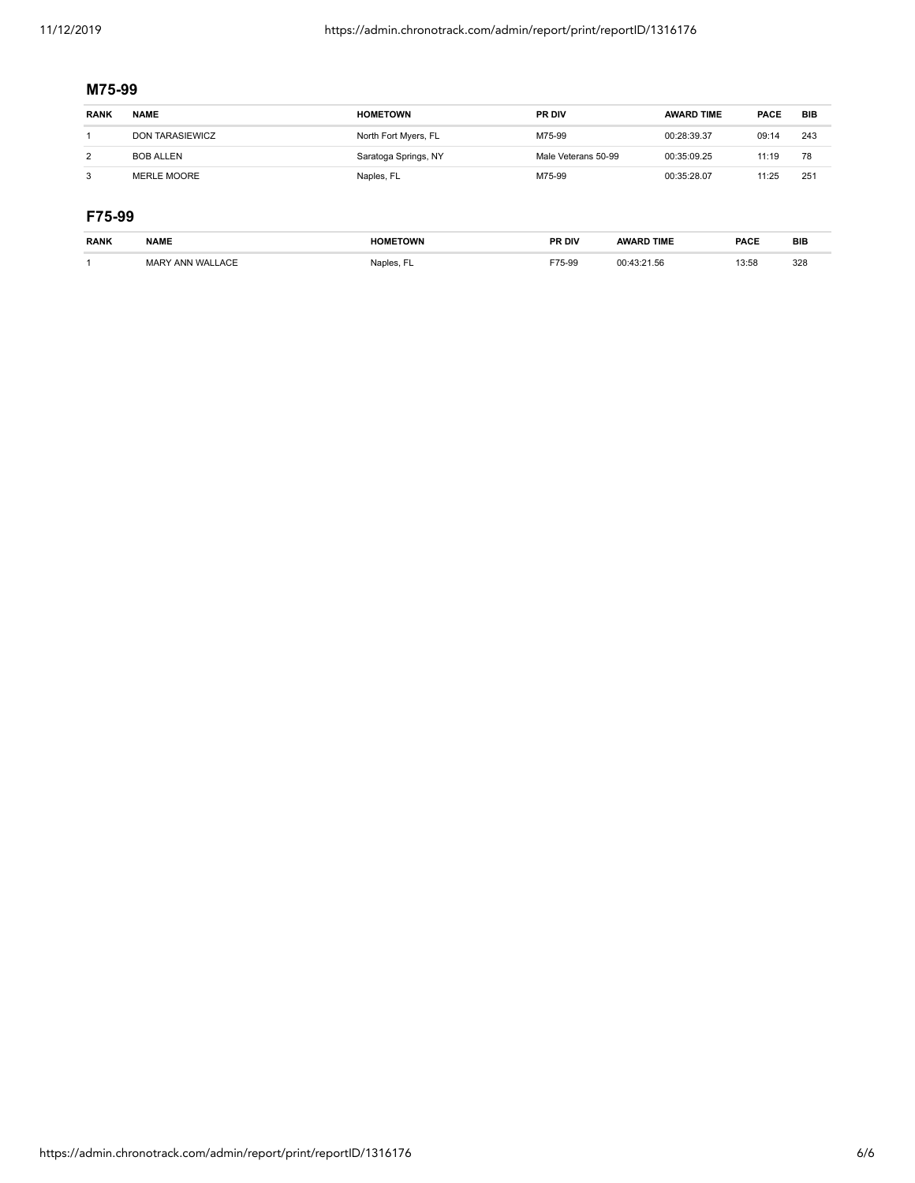## M75-99

| RANK | NAME | HOMETOWN | PR DIV | AWARD TIME | PACE | BIB |
|---|---|---|---|---|---|---|
| 1 | DON TARASIEWICZ | North Fort Myers, FL | M75-99 | 00:28:39.37 | 09:14 | 243 |
| 2 | BOB ALLEN | Saratoga Springs, NY | Male Veterans 50-99 | 00:35:09.25 | 11:19 | 78 |
| 3 | MERLE MOORE | Naples, FL | M75-99 | 00:35:28.07 | 11:25 | 251 |

## F75-99

| RANK | NAME | HOMETOWN | PR DIV | AWARD TIME | PACE | BIB |
|---|---|---|---|---|---|---|
| 1 | MARY ANN WALLACE | Naples, FL | F75-99 | 00:43:21.56 | 13:58 | 328 |